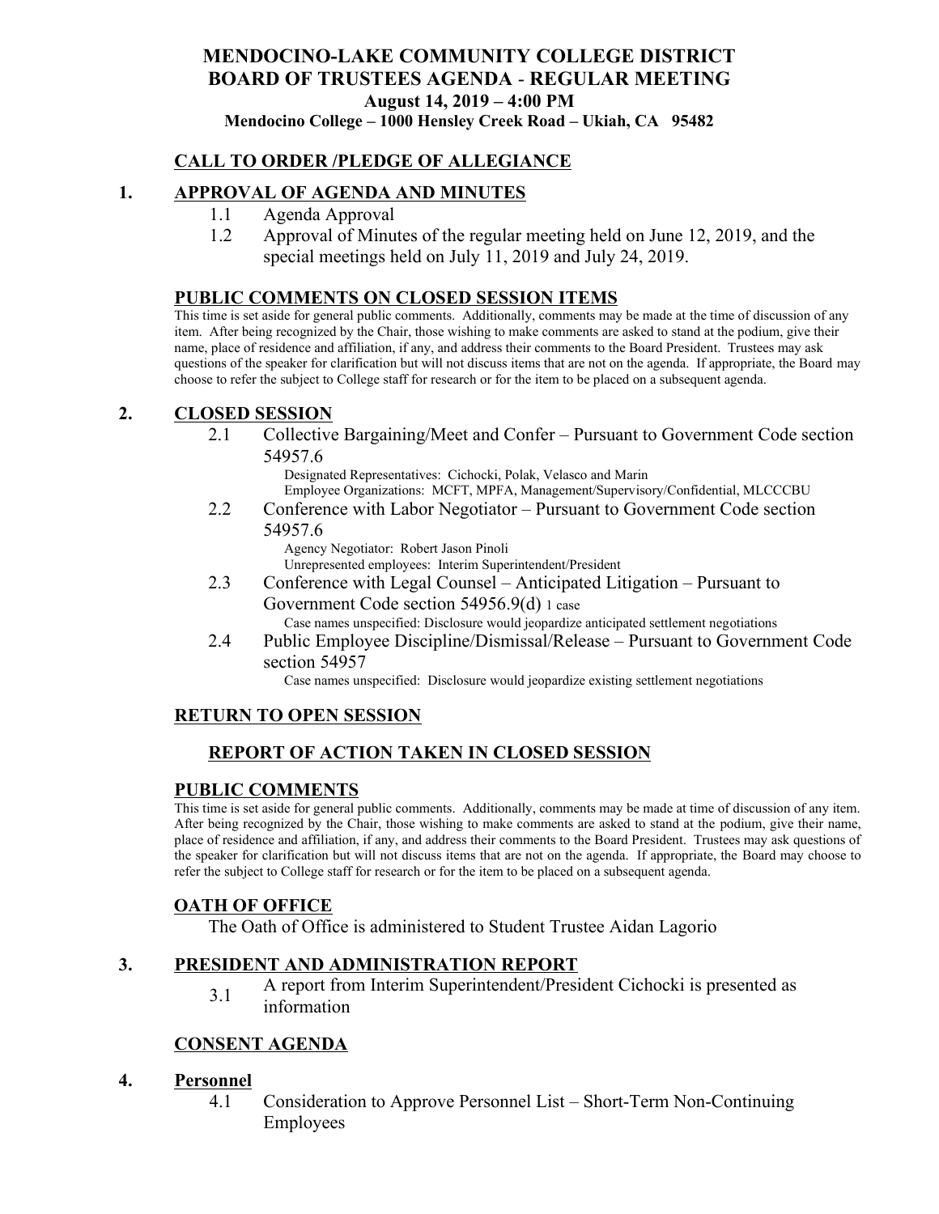# MENDOCINO-LAKE COMMUNITY COLLEGE DISTRICT
# BOARD OF TRUSTEES AGENDA - REGULAR MEETING

**August 14, 2019 – 4:00 PM**

**Mendocino College – 1000 Hensley Creek Road – Ukiah, CA 95482**

## CALL TO ORDER /PLEDGE OF ALLEGIANCE

## 1. APPROVAL OF AGENDA AND MINUTES

1.1 Agenda Approval

1.2 Approval of Minutes of the regular meeting held on June 12, 2019, and the special meetings held on July 11, 2019 and July 24, 2019.

## PUBLIC COMMENTS ON CLOSED SESSION ITEMS

This time is set aside for general public comments. Additionally, comments may be made at the time of discussion of any item. After being recognized by the Chair, those wishing to make comments are asked to stand at the podium, give their name, place of residence and affiliation, if any, and address their comments to the Board President. Trustees may ask questions of the speaker for clarification but will not discuss items that are not on the agenda. If appropriate, the Board may choose to refer the subject to College staff for research or for the item to be placed on a subsequent agenda.

## 2. CLOSED SESSION

2.1 Collective Bargaining/Meet and Confer – Pursuant to Government Code section 54957.6

Designated Representatives: Cichocki, Polak, Velasco and Marin
Employee Organizations: MCFT, MPFA, Management/Supervisory/Confidential, MLCCCBU

2.2 Conference with Labor Negotiator – Pursuant to Government Code section 54957.6

Agency Negotiator: Robert Jason Pinoli
Unrepresented employees: Interim Superintendent/President

2.3 Conference with Legal Counsel – Anticipated Litigation – Pursuant to Government Code section 54956.9(d) 1 case

Case names unspecified: Disclosure would jeopardize anticipated settlement negotiations

2.4 Public Employee Discipline/Dismissal/Release – Pursuant to Government Code section 54957

Case names unspecified: Disclosure would jeopardize existing settlement negotiations

## RETURN TO OPEN SESSION

## REPORT OF ACTION TAKEN IN CLOSED SESSION

## PUBLIC COMMENTS

This time is set aside for general public comments. Additionally, comments may be made at time of discussion of any item. After being recognized by the Chair, those wishing to make comments are asked to stand at the podium, give their name, place of residence and affiliation, if any, and address their comments to the Board President. Trustees may ask questions of the speaker for clarification but will not discuss items that are not on the agenda. If appropriate, the Board may choose to refer the subject to College staff for research or for the item to be placed on a subsequent agenda.

## OATH OF OFFICE

The Oath of Office is administered to Student Trustee Aidan Lagorio

## 3. PRESIDENT AND ADMINISTRATION REPORT

3.1 A report from Interim Superintendent/President Cichocki is presented as information

## CONSENT AGENDA

## 4. Personnel

4.1 Consideration to Approve Personnel List – Short-Term Non-Continuing Employees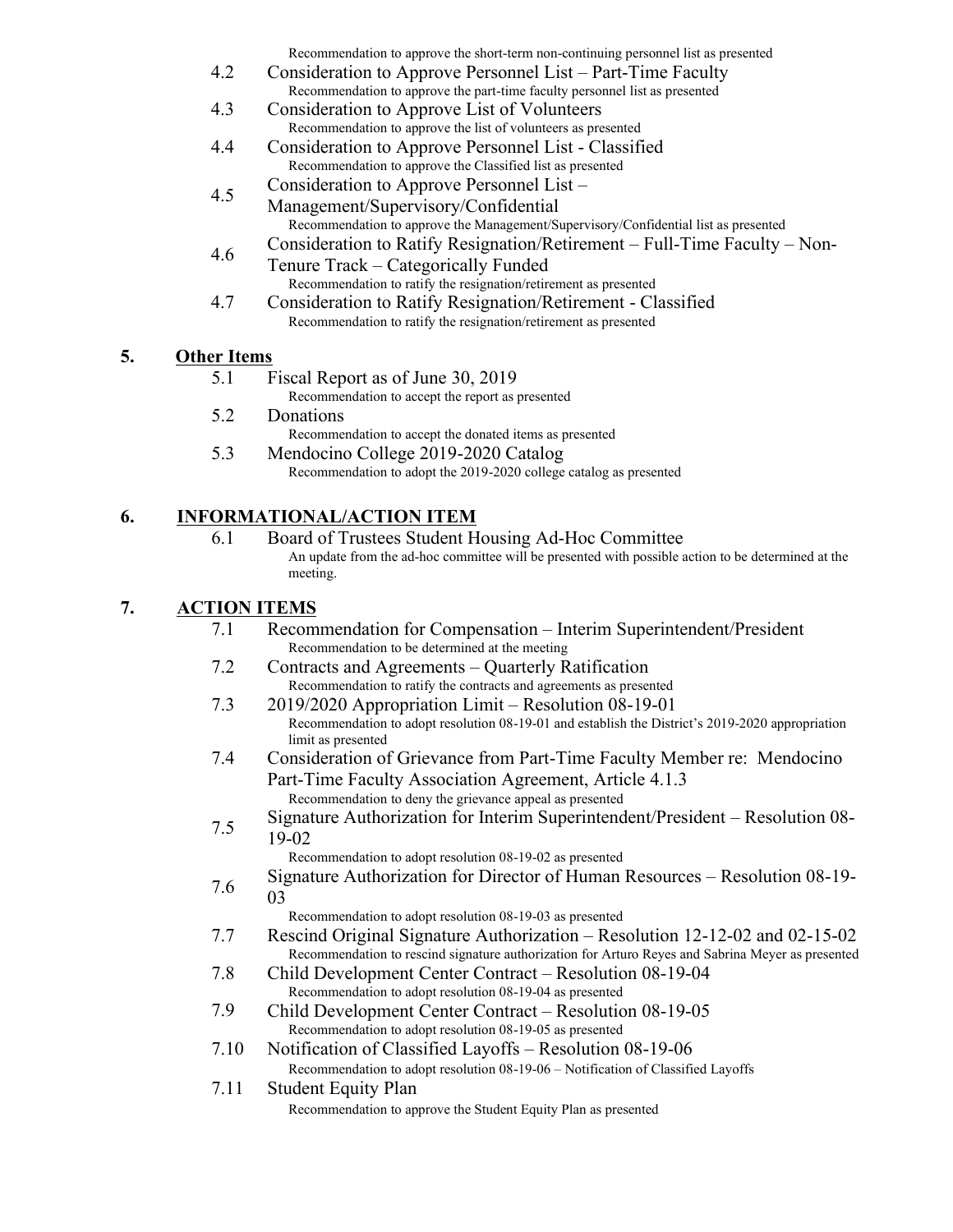Recommendation to approve the short-term non-continuing personnel list as presented

- 4.2 Consideration to Approve Personnel List – Part-Time Faculty
  - Recommendation to approve the part-time faculty personnel list as presented
- 4.3 Consideration to Approve List of Volunteers
  - Recommendation to approve the list of volunteers as presented
- 4.4 Consideration to Approve Personnel List - Classified
  - Recommendation to approve the Classified list as presented
- 4.5 Consideration to Approve Personnel List – Management/Supervisory/Confidential
  - Recommendation to approve the Management/Supervisory/Confidential list as presented
- 4.6 Consideration to Ratify Resignation/Retirement – Full-Time Faculty – Non-Tenure Track – Categorically Funded
  - Recommendation to ratify the resignation/retirement as presented
- 4.7 Consideration to Ratify Resignation/Retirement - Classified
  - Recommendation to ratify the resignation/retirement as presented

## 5. Other Items

- 5.1 Fiscal Report as of June 30, 2019
  - Recommendation to accept the report as presented
- 5.2 Donations
  - Recommendation to accept the donated items as presented
- 5.3 Mendocino College 2019-2020 Catalog
  - Recommendation to adopt the 2019-2020 college catalog as presented

## 6. INFORMATIONAL/ACTION ITEM

- 6.1 Board of Trustees Student Housing Ad-Hoc Committee
  - An update from the ad-hoc committee will be presented with possible action to be determined at the meeting.

## 7. ACTION ITEMS

- 7.1 Recommendation for Compensation – Interim Superintendent/President
  - Recommendation to be determined at the meeting
- 7.2 Contracts and Agreements – Quarterly Ratification
  - Recommendation to ratify the contracts and agreements as presented
- 7.3 2019/2020 Appropriation Limit – Resolution 08-19-01
  - Recommendation to adopt resolution 08-19-01 and establish the District's 2019-2020 appropriation limit as presented
- 7.4 Consideration of Grievance from Part-Time Faculty Member re: Mendocino Part-Time Faculty Association Agreement, Article 4.1.3
  - Recommendation to deny the grievance appeal as presented
- 7.5 Signature Authorization for Interim Superintendent/President – Resolution 08-19-02
  - Recommendation to adopt resolution 08-19-02 as presented
- 7.6 Signature Authorization for Director of Human Resources – Resolution 08-19-03
  - Recommendation to adopt resolution 08-19-03 as presented
- 7.7 Rescind Original Signature Authorization – Resolution 12-12-02 and 02-15-02
  - Recommendation to rescind signature authorization for Arturo Reyes and Sabrina Meyer as presented
- 7.8 Child Development Center Contract – Resolution 08-19-04
  - Recommendation to adopt resolution 08-19-04 as presented
- 7.9 Child Development Center Contract – Resolution 08-19-05
  - Recommendation to adopt resolution 08-19-05 as presented
- 7.10 Notification of Classified Layoffs – Resolution 08-19-06
  - Recommendation to adopt resolution 08-19-06 – Notification of Classified Layoffs
- 7.11 Student Equity Plan
  - Recommendation to approve the Student Equity Plan as presented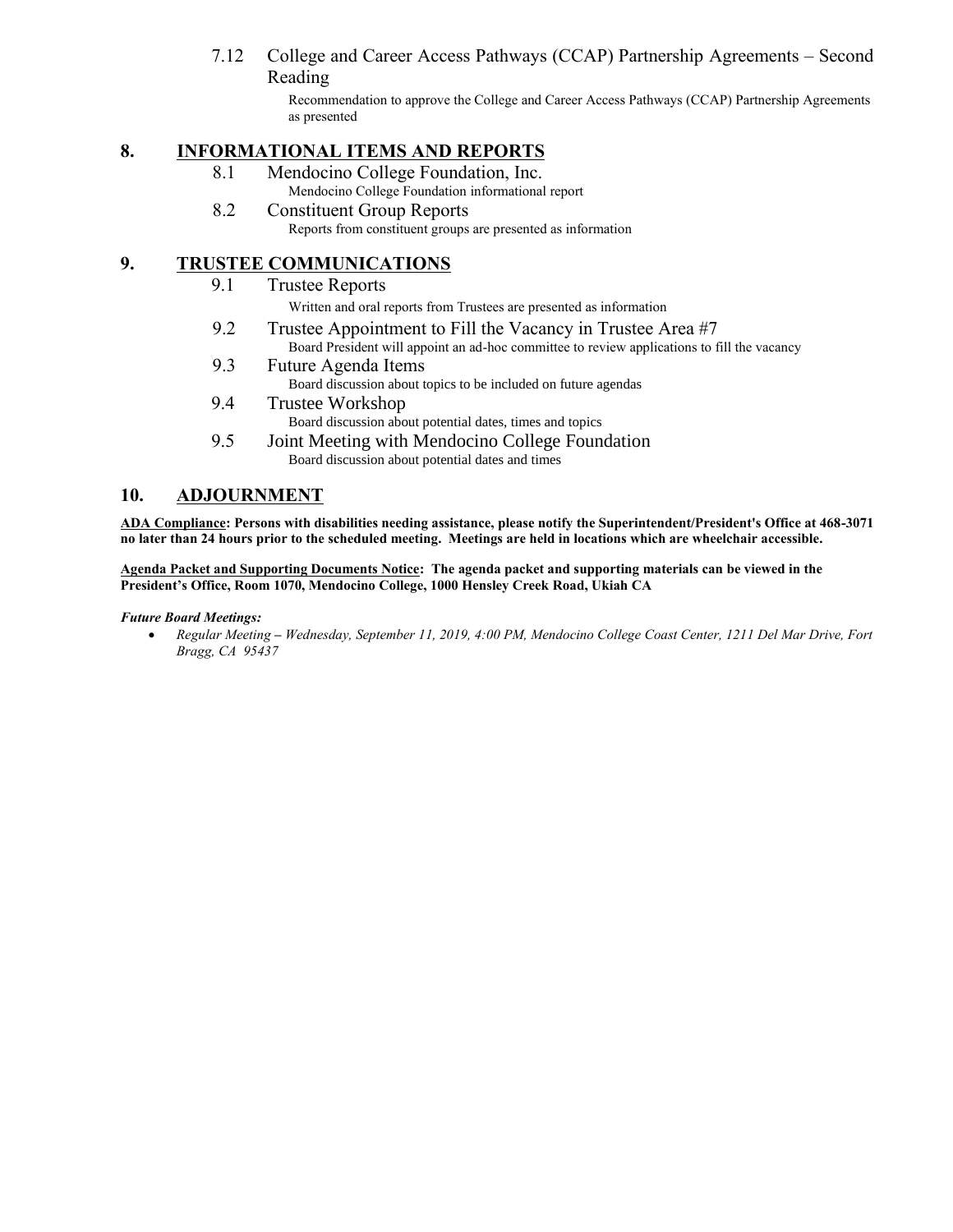7.12 College and Career Access Pathways (CCAP) Partnership Agreements – Second Reading

Recommendation to approve the College and Career Access Pathways (CCAP) Partnership Agreements as presented

## 8. INFORMATIONAL ITEMS AND REPORTS

8.1 Mendocino College Foundation, Inc.

Mendocino College Foundation informational report

8.2 Constituent Group Reports

Reports from constituent groups are presented as information

## 9. TRUSTEE COMMUNICATIONS

9.1 Trustee Reports

Written and oral reports from Trustees are presented as information

9.2 Trustee Appointment to Fill the Vacancy in Trustee Area #7

Board President will appoint an ad-hoc committee to review applications to fill the vacancy

9.3 Future Agenda Items

Board discussion about topics to be included on future agendas

9.4 Trustee Workshop

Board discussion about potential dates, times and topics

9.5 Joint Meeting with Mendocino College Foundation

Board discussion about potential dates and times

## 10. ADJOURNMENT

**ADA Compliance: Persons with disabilities needing assistance, please notify the Superintendent/President's Office at 468-3071 no later than 24 hours prior to the scheduled meeting. Meetings are held in locations which are wheelchair accessible.**

**Agenda Packet and Supporting Documents Notice: The agenda packet and supporting materials can be viewed in the President's Office, Room 1070, Mendocino College, 1000 Hensley Creek Road, Ukiah CA**

***Future Board Meetings:***

- *Regular Meeting – Wednesday, September 11, 2019, 4:00 PM, Mendocino College Coast Center, 1211 Del Mar Drive, Fort Bragg, CA 95437*